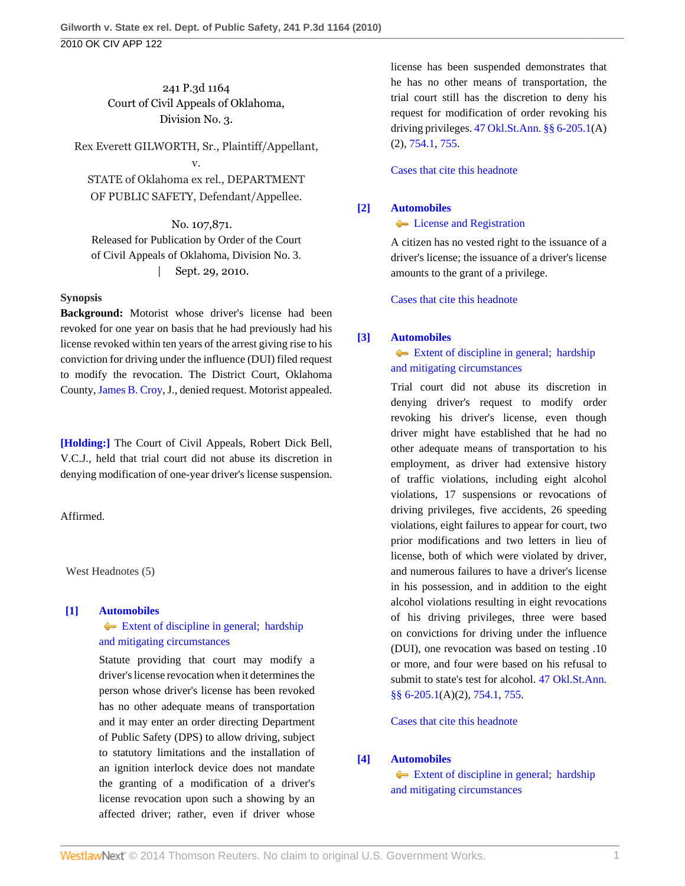241 P.3d 1164
Court of Civil Appeals of Oklahoma,
Division No. 3.

Rex Everett GILWORTH, Sr., Plaintiff/Appellant,
v.
STATE of Oklahoma ex rel., DEPARTMENT OF PUBLIC SAFETY, Defendant/Appellee.

No. 107,871.
Released for Publication by Order of the Court of Civil Appeals of Oklahoma, Division No. 3.
| Sept. 29, 2010.

**Synopsis**

**Background:** Motorist whose driver's license had been revoked for one year on basis that he had previously had his license revoked within ten years of the arrest giving rise to his conviction for driving under the influence (DUI) filed request to modify the revocation. The District Court, Oklahoma County, James B. Croy, J., denied request. Motorist appealed.

**[Holding:]** The Court of Civil Appeals, Robert Dick Bell, V.C.J., held that trial court did not abuse its discretion in denying modification of one-year driver's license suspension.

Affirmed.

West Headnotes (5)

**[1] Automobiles**
Extent of discipline in general; hardship and mitigating circumstances

Statute providing that court may modify a driver's license revocation when it determines the person whose driver's license has been revoked has no other adequate means of transportation and it may enter an order directing Department of Public Safety (DPS) to allow driving, subject to statutory limitations and the installation of an ignition interlock device does not mandate the granting of a modification of a driver's license revocation upon such a showing by an affected driver; rather, even if driver whose license has been suspended demonstrates that he has no other means of transportation, the trial court still has the discretion to deny his request for modification of order revoking his driving privileges. 47 Okl.St.Ann. §§ 6-205.1(A)(2), 754.1, 755.

Cases that cite this headnote

**[2] Automobiles**
License and Registration

A citizen has no vested right to the issuance of a driver's license; the issuance of a driver's license amounts to the grant of a privilege.

Cases that cite this headnote

**[3] Automobiles**
Extent of discipline in general; hardship and mitigating circumstances

Trial court did not abuse its discretion in denying driver's request to modify order revoking his driver's license, even though driver might have established that he had no other adequate means of transportation to his employment, as driver had extensive history of traffic violations, including eight alcohol violations, 17 suspensions or revocations of driving privileges, five accidents, 26 speeding violations, eight failures to appear for court, two prior modifications and two letters in lieu of license, both of which were violated by driver, and numerous failures to have a driver's license in his possession, and in addition to the eight alcohol violations resulting in eight revocations of his driving privileges, three were based on convictions for driving under the influence (DUI), one revocation was based on testing .10 or more, and four were based on his refusal to submit to state's test for alcohol. 47 Okl.St.Ann. §§ 6-205.1(A)(2), 754.1, 755.

Cases that cite this headnote

**[4] Automobiles**
Extent of discipline in general; hardship and mitigating circumstances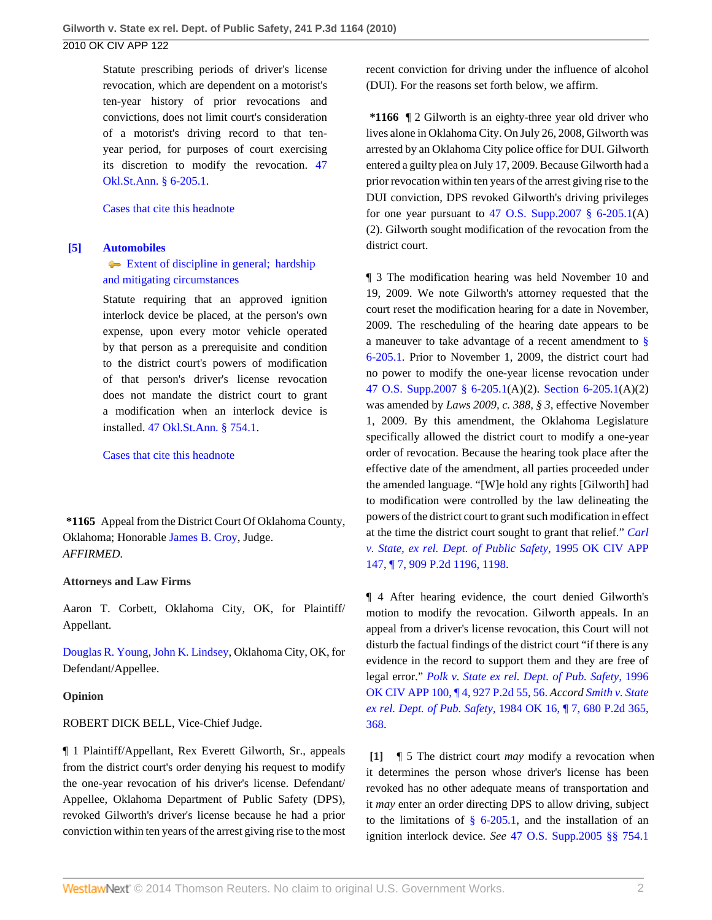Statute prescribing periods of driver's license revocation, which are dependent on a motorist's ten-year history of prior revocations and convictions, does not limit court's consideration of a motorist's driving record to that ten-year period, for purposes of court exercising its discretion to modify the revocation. 47 Okl.St.Ann. § 6-205.1.

Cases that cite this headnote

**[5] Automobiles**

Extent of discipline in general; hardship and mitigating circumstances

Statute requiring that an approved ignition interlock device be placed, at the person's own expense, upon every motor vehicle operated by that person as a prerequisite and condition to the district court's powers of modification of that person's driver's license revocation does not mandate the district court to grant a modification when an interlock device is installed. 47 Okl.St.Ann. § 754.1.

Cases that cite this headnote

**\*1165** Appeal from the District Court Of Oklahoma County, Oklahoma; Honorable James B. Croy, Judge.
*AFFIRMED.*

**Attorneys and Law Firms**

Aaron T. Corbett, Oklahoma City, OK, for Plaintiff/Appellant.

Douglas R. Young, John K. Lindsey, Oklahoma City, OK, for Defendant/Appellee.

**Opinion**

ROBERT DICK BELL, Vice-Chief Judge.

¶ 1 Plaintiff/Appellant, Rex Everett Gilworth, Sr., appeals from the district court's order denying his request to modify the one-year revocation of his driver's license. Defendant/Appellee, Oklahoma Department of Public Safety (DPS), revoked Gilworth's driver's license because he had a prior conviction within ten years of the arrest giving rise to the most recent conviction for driving under the influence of alcohol (DUI). For the reasons set forth below, we affirm.

**\*1166** ¶ 2 Gilworth is an eighty-three year old driver who lives alone in Oklahoma City. On July 26, 2008, Gilworth was arrested by an Oklahoma City police office for DUI. Gilworth entered a guilty plea on July 17, 2009. Because Gilworth had a prior revocation within ten years of the arrest giving rise to the DUI conviction, DPS revoked Gilworth's driving privileges for one year pursuant to 47 O.S. Supp.2007 § 6-205.1(A)(2). Gilworth sought modification of the revocation from the district court.

¶ 3 The modification hearing was held November 10 and 19, 2009. We note Gilworth's attorney requested that the court reset the modification hearing for a date in November, 2009. The rescheduling of the hearing date appears to be a maneuver to take advantage of a recent amendment to § 6-205.1. Prior to November 1, 2009, the district court had no power to modify the one-year license revocation under 47 O.S. Supp.2007 § 6-205.1(A)(2). Section 6-205.1(A)(2) was amended by *Laws 2009, c. 388, § 3*, effective November 1, 2009. By this amendment, the Oklahoma Legislature specifically allowed the district court to modify a one-year order of revocation. Because the hearing took place after the effective date of the amendment, all parties proceeded under the amended language. "[W]e hold any rights [Gilworth] had to modification were controlled by the law delineating the powers of the district court to grant such modification in effect at the time the district court sought to grant that relief." *Carl v. State, ex rel. Dept. of Public Safety,* 1995 OK CIV APP 147, ¶ 7, 909 P.2d 1196, 1198.

¶ 4 After hearing evidence, the court denied Gilworth's motion to modify the revocation. Gilworth appeals. In an appeal from a driver's license revocation, this Court will not disturb the factual findings of the district court "if there is any evidence in the record to support them and they are free of legal error." *Polk v. State ex rel. Dept. of Pub. Safety,* 1996 OK CIV APP 100, ¶ 4, 927 P.2d 55, 56. *Accord Smith v. State ex rel. Dept. of Pub. Safety,* 1984 OK 16, ¶ 7, 680 P.2d 365, 368.

**[1]** ¶ 5 The district court *may* modify a revocation when it determines the person whose driver's license has been revoked has no other adequate means of transportation and it *may* enter an order directing DPS to allow driving, subject to the limitations of § 6-205.1, and the installation of an ignition interlock device. *See* 47 O.S. Supp.2005 §§ 754.1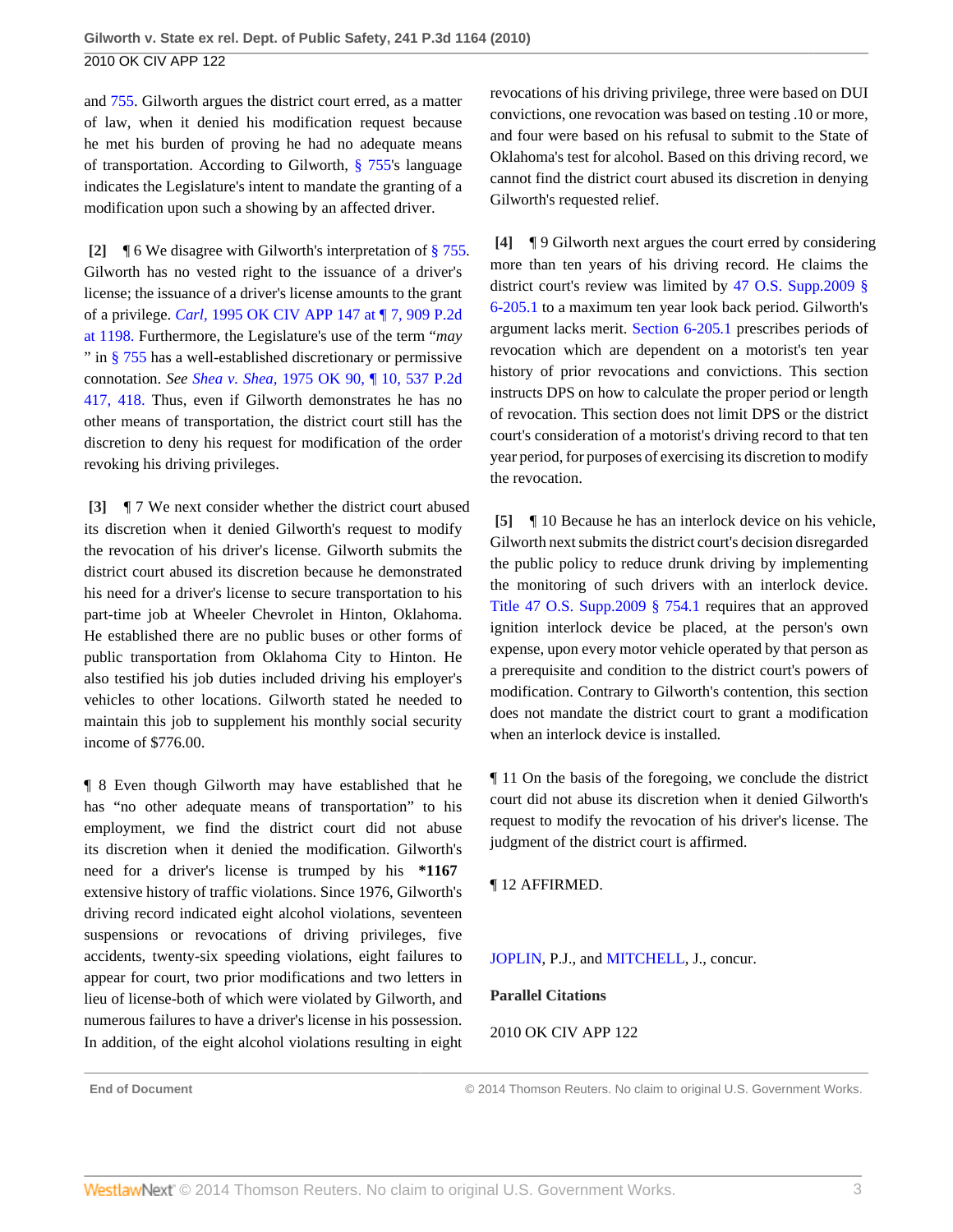and 755. Gilworth argues the district court erred, as a matter of law, when it denied his modification request because he met his burden of proving he had no adequate means of transportation. According to Gilworth, § 755's language indicates the Legislature's intent to mandate the granting of a modification upon such a showing by an affected driver.

**[2]** ¶ 6 We disagree with Gilworth's interpretation of § 755. Gilworth has no vested right to the issuance of a driver's license; the issuance of a driver's license amounts to the grant of a privilege. *Carl,* 1995 OK CIV APP 147 at ¶ 7, 909 P.2d at 1198. Furthermore, the Legislature's use of the term "*may* " in § 755 has a well-established discretionary or permissive connotation. *See Shea v. Shea,* 1975 OK 90, ¶ 10, 537 P.2d 417, 418. Thus, even if Gilworth demonstrates he has no other means of transportation, the district court still has the discretion to deny his request for modification of the order revoking his driving privileges.

**[3]** ¶ 7 We next consider whether the district court abused its discretion when it denied Gilworth's request to modify the revocation of his driver's license. Gilworth submits the district court abused its discretion because he demonstrated his need for a driver's license to secure transportation to his part-time job at Wheeler Chevrolet in Hinton, Oklahoma. He established there are no public buses or other forms of public transportation from Oklahoma City to Hinton. He also testified his job duties included driving his employer's vehicles to other locations. Gilworth stated he needed to maintain this job to supplement his monthly social security income of $776.00.

¶ 8 Even though Gilworth may have established that he has "no other adequate means of transportation" to his employment, we find the district court did not abuse its discretion when it denied the modification. Gilworth's need for a driver's license is trumped by his **\*1167** extensive history of traffic violations. Since 1976, Gilworth's driving record indicated eight alcohol violations, seventeen suspensions or revocations of driving privileges, five accidents, twenty-six speeding violations, eight failures to appear for court, two prior modifications and two letters in lieu of license-both of which were violated by Gilworth, and numerous failures to have a driver's license in his possession. In addition, of the eight alcohol violations resulting in eight revocations of his driving privilege, three were based on DUI convictions, one revocation was based on testing .10 or more, and four were based on his refusal to submit to the State of Oklahoma's test for alcohol. Based on this driving record, we cannot find the district court abused its discretion in denying Gilworth's requested relief.

**[4]** ¶ 9 Gilworth next argues the court erred by considering more than ten years of his driving record. He claims the district court's review was limited by 47 O.S. Supp.2009 § 6-205.1 to a maximum ten year look back period. Gilworth's argument lacks merit. Section 6-205.1 prescribes periods of revocation which are dependent on a motorist's ten year history of prior revocations and convictions. This section instructs DPS on how to calculate the proper period or length of revocation. This section does not limit DPS or the district court's consideration of a motorist's driving record to that ten year period, for purposes of exercising its discretion to modify the revocation.

**[5]** ¶ 10 Because he has an interlock device on his vehicle, Gilworth next submits the district court's decision disregarded the public policy to reduce drunk driving by implementing the monitoring of such drivers with an interlock device. Title 47 O.S. Supp.2009 § 754.1 requires that an approved ignition interlock device be placed, at the person's own expense, upon every motor vehicle operated by that person as a prerequisite and condition to the district court's powers of modification. Contrary to Gilworth's contention, this section does not mandate the district court to grant a modification when an interlock device is installed.

¶ 11 On the basis of the foregoing, we conclude the district court did not abuse its discretion when it denied Gilworth's request to modify the revocation of his driver's license. The judgment of the district court is affirmed.

¶ 12 AFFIRMED.

JOPLIN, P.J., and MITCHELL, J., concur.

**Parallel Citations**

2010 OK CIV APP 122

**End of Document**